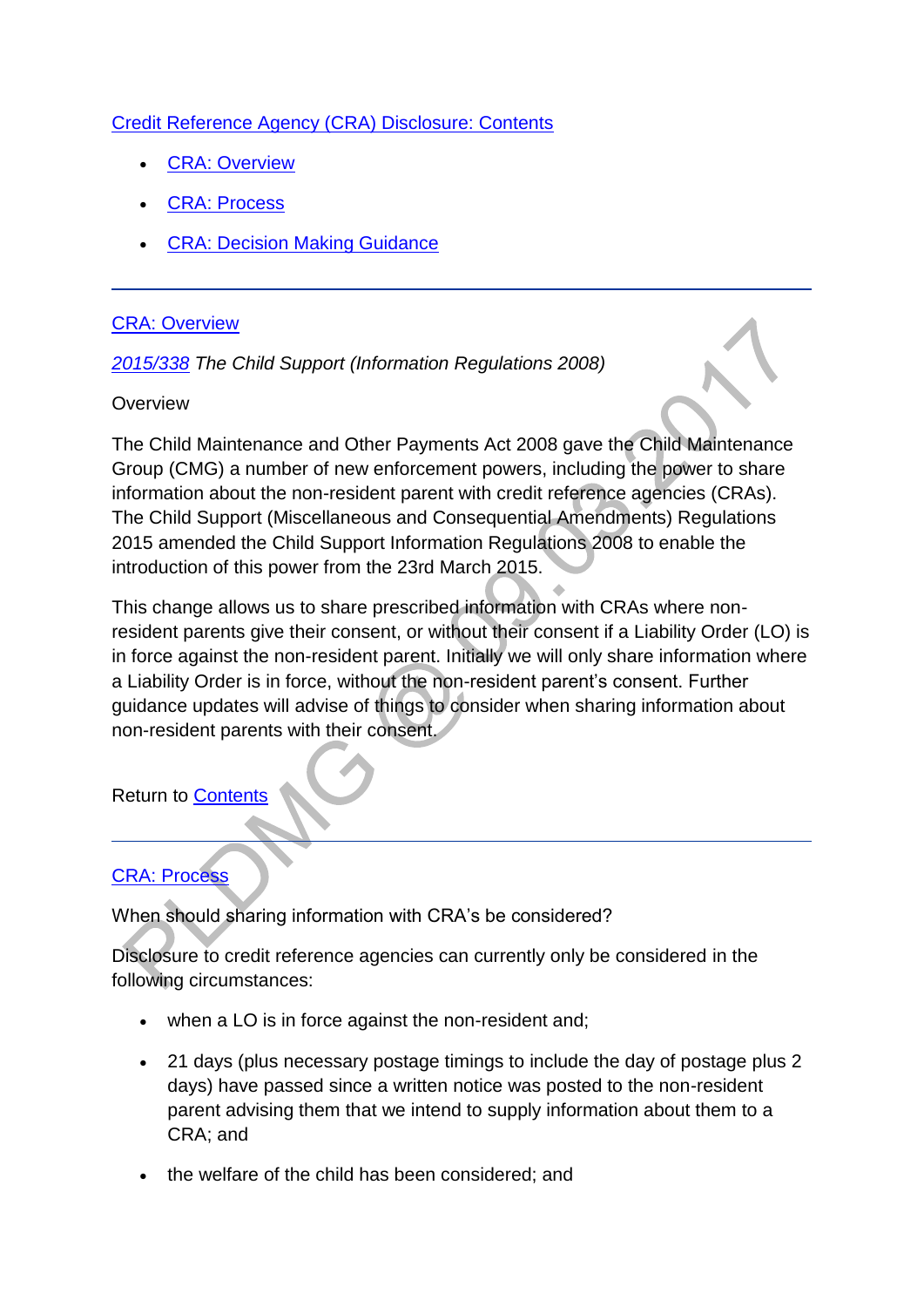[Credit Reference Agency (CRA) Disclosure: Contents]

- [CRA: Overview]
- [CRA: Process]
- [CRA: Decision Making Guidance]

---

## [CRA: Overview]

*[2015/338] The Child Support (Information Regulations 2008)*

Overview

The Child Maintenance and Other Payments Act 2008 gave the Child Maintenance Group (CMG) a number of new enforcement powers, including the power to share information about the non-resident parent with credit reference agencies (CRAs). The Child Support (Miscellaneous and Consequential Amendments) Regulations 2015 amended the Child Support Information Regulations 2008 to enable the introduction of this power from the 23rd March 2015.

This change allows us to share prescribed information with CRAs where non-resident parents give their consent, or without their consent if a Liability Order (LO) is in force against the non-resident parent. Initially we will only share information where a Liability Order is in force, without the non-resident parent's consent. Further guidance updates will advise of things to consider when sharing information about non-resident parents with their consent.

Return to [Contents]

---

## [CRA: Process]

When should sharing information with CRA's be considered?

Disclosure to credit reference agencies can currently only be considered in the following circumstances:

- when a LO is in force against the non-resident and;
- 21 days (plus necessary postage timings to include the day of postage plus 2 days) have passed since a written notice was posted to the non-resident parent advising them that we intend to supply information about them to a CRA; and
- the welfare of the child has been considered; and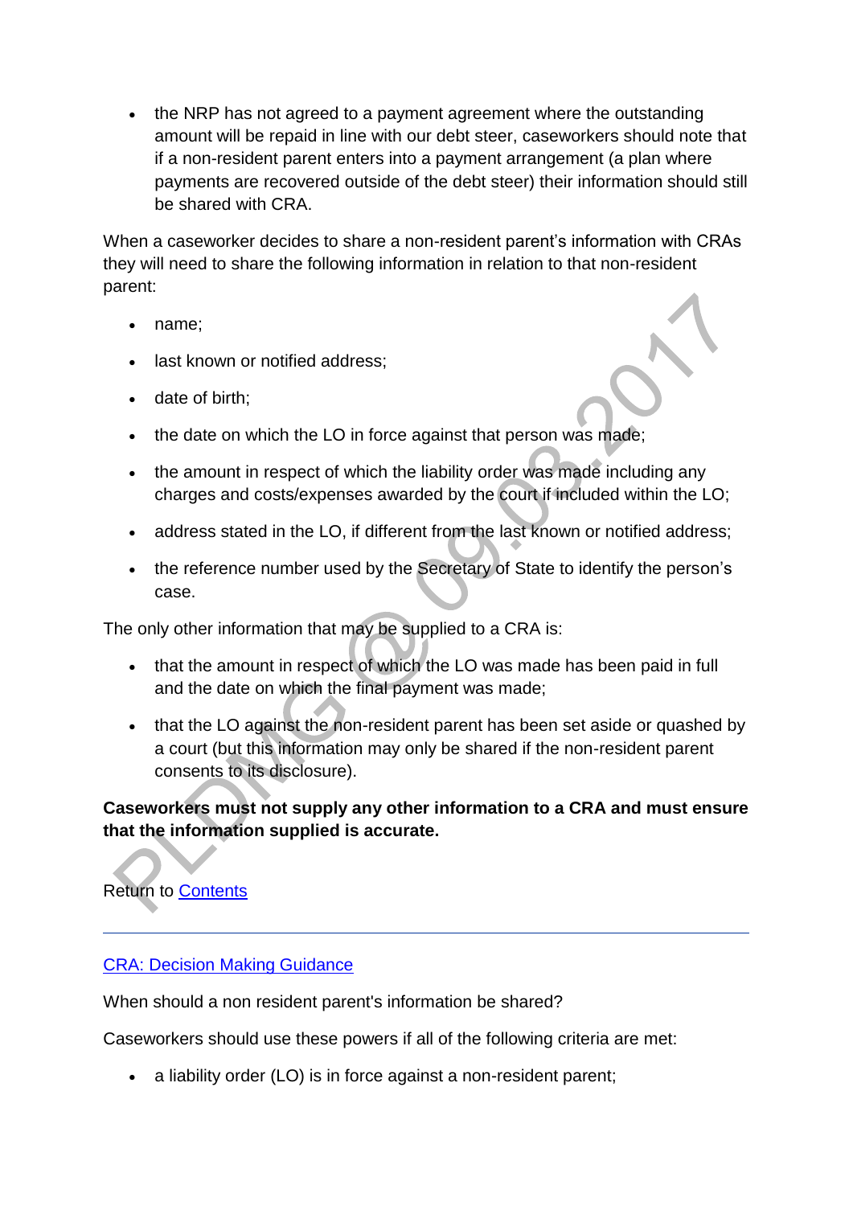- the NRP has not agreed to a payment agreement where the outstanding amount will be repaid in line with our debt steer, caseworkers should note that if a non-resident parent enters into a payment arrangement (a plan where payments are recovered outside of the debt steer) their information should still be shared with CRA.

When a caseworker decides to share a non-resident parent's information with CRAs they will need to share the following information in relation to that non-resident parent:

- name;
- last known or notified address;
- date of birth;
- the date on which the LO in force against that person was made;
- the amount in respect of which the liability order was made including any charges and costs/expenses awarded by the court if included within the LO;
- address stated in the LO, if different from the last known or notified address;
- the reference number used by the Secretary of State to identify the person's case.

The only other information that may be supplied to a CRA is:

- that the amount in respect of which the LO was made has been paid in full and the date on which the final payment was made;
- that the LO against the non-resident parent has been set aside or quashed by a court (but this information may only be shared if the non-resident parent consents to its disclosure).

**Caseworkers must not supply any other information to a CRA and must ensure that the information supplied is accurate.**

Return to Contents

---

CRA: Decision Making Guidance

When should a non resident parent's information be shared?

Caseworkers should use these powers if all of the following criteria are met:

- a liability order (LO) is in force against a non-resident parent;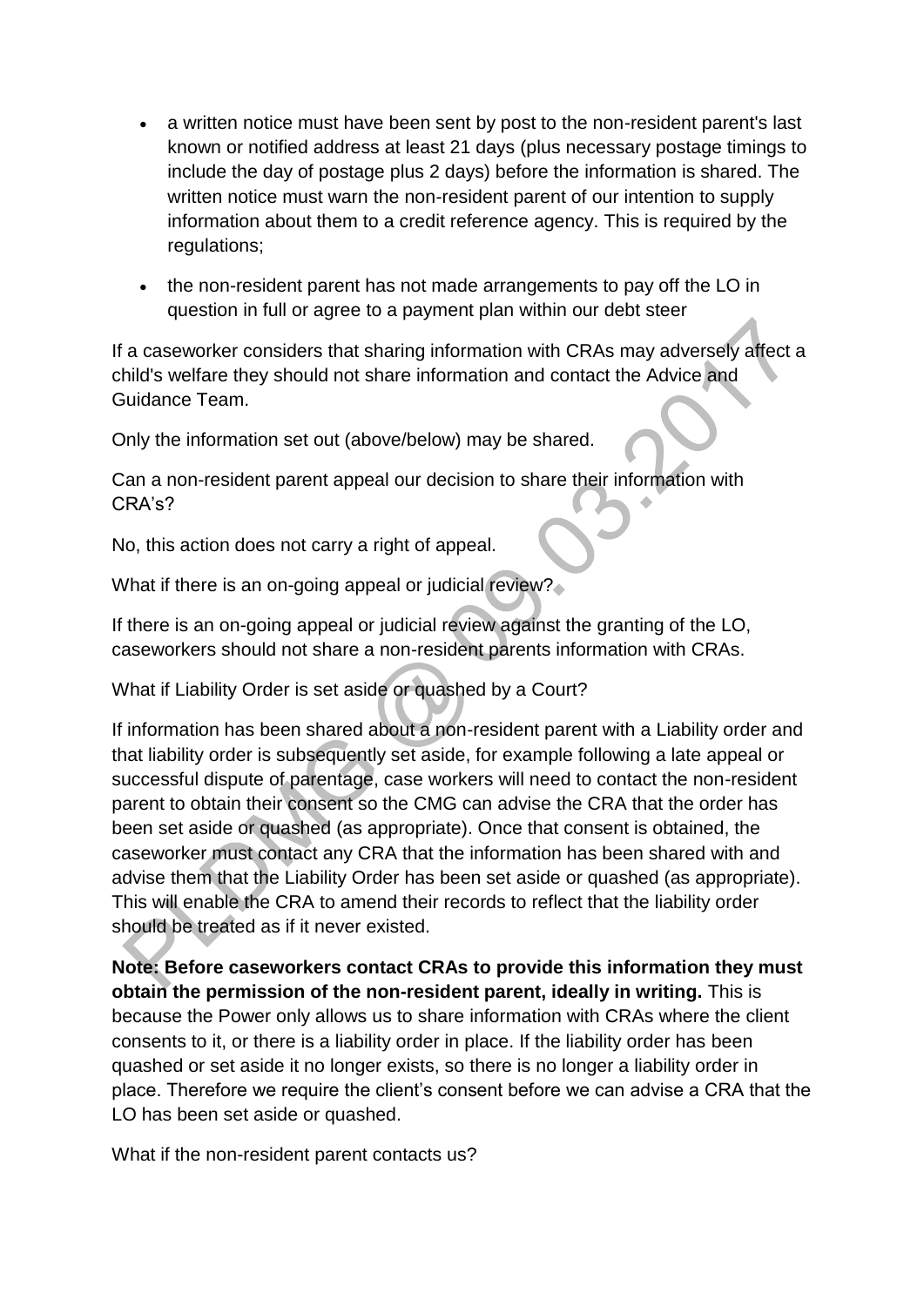- a written notice must have been sent by post to the non-resident parent's last known or notified address at least 21 days (plus necessary postage timings to include the day of postage plus 2 days) before the information is shared. The written notice must warn the non-resident parent of our intention to supply information about them to a credit reference agency. This is required by the regulations;
- the non-resident parent has not made arrangements to pay off the LO in question in full or agree to a payment plan within our debt steer

If a caseworker considers that sharing information with CRAs may adversely affect a child's welfare they should not share information and contact the Advice and Guidance Team.

Only the information set out (above/below) may be shared.

Can a non-resident parent appeal our decision to share their information with CRA's?

No, this action does not carry a right of appeal.

What if there is an on-going appeal or judicial review?

If there is an on-going appeal or judicial review against the granting of the LO, caseworkers should not share a non-resident parents information with CRAs.

What if Liability Order is set aside or quashed by a Court?

If information has been shared about a non-resident parent with a Liability order and that liability order is subsequently set aside, for example following a late appeal or successful dispute of parentage, case workers will need to contact the non-resident parent to obtain their consent so the CMG can advise the CRA that the order has been set aside or quashed (as appropriate). Once that consent is obtained, the caseworker must contact any CRA that the information has been shared with and advise them that the Liability Order has been set aside or quashed (as appropriate). This will enable the CRA to amend their records to reflect that the liability order should be treated as if it never existed.

**Note: Before caseworkers contact CRAs to provide this information they must obtain the permission of the non-resident parent, ideally in writing.** This is because the Power only allows us to share information with CRAs where the client consents to it, or there is a liability order in place. If the liability order has been quashed or set aside it no longer exists, so there is no longer a liability order in place. Therefore we require the client's consent before we can advise a CRA that the LO has been set aside or quashed.

What if the non-resident parent contacts us?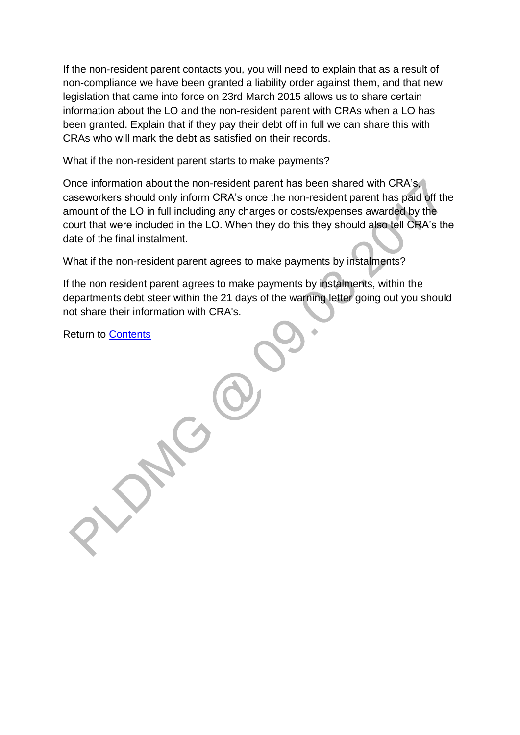If the non-resident parent contacts you, you will need to explain that as a result of non-compliance we have been granted a liability order against them, and that new legislation that came into force on 23rd March 2015 allows us to share certain information about the LO and the non-resident parent with CRAs when a LO has been granted. Explain that if they pay their debt off in full we can share this with CRAs who will mark the debt as satisfied on their records.

What if the non-resident parent starts to make payments?

Once information about the non-resident parent has been shared with CRA's, caseworkers should only inform CRA's once the non-resident parent has paid off the amount of the LO in full including any charges or costs/expenses awarded by the court that were included in the LO. When they do this they should also tell CRA's the date of the final instalment.

What if the non-resident parent agrees to make payments by instalments?

If the non resident parent agrees to make payments by instalments, within the departments debt steer within the 21 days of the warning letter going out you should not share their information with CRA's.

Return to Contents